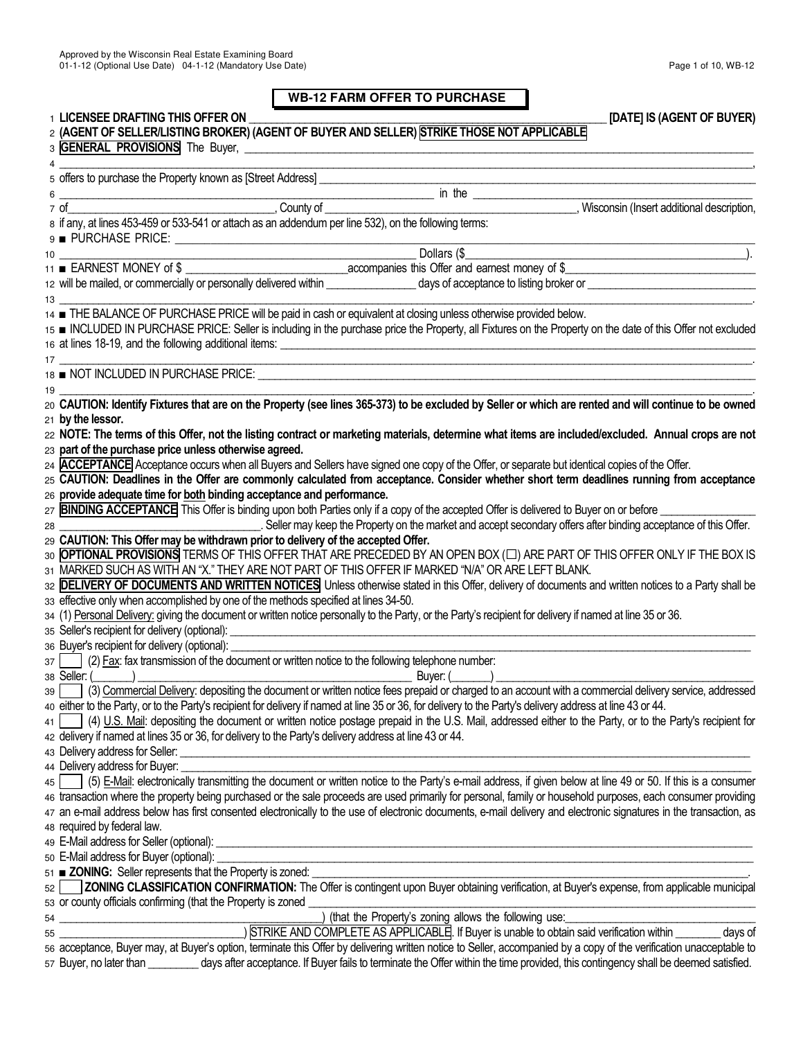Approved by the Wisconsin Real Estate Examining Board
01-1-12 (Optional Use Date) 04-1-12 (Mandatory Use Date)

# WB-12 FARM OFFER TO PURCHASE

1 **LICENSEE DRAFTING THIS OFFER ON** ______________________________ **[DATE] IS (AGENT OF BUYER)**
2 **(AGENT OF SELLER/LISTING BROKER) (AGENT OF BUYER AND SELLER) STRIKE THOSE NOT APPLICABLE**
3 **GENERAL PROVISIONS** The Buyer, ______________________________
4 ______________________________,
5 offers to purchase the Property known as [Street Address] ______________________________
6 ______________________________ in the ______________________________
7 of______________________________, County of ______________________________, Wisconsin (Insert additional description,
8 if any, at lines 453-459 or 533-541 or attach as an addendum per line 532), on the following terms:
9 ■ PURCHASE PRICE: ______________________________
10 ______________________________ Dollars ($______________________________).
11 ■ EARNEST MONEY of $ ______________ accompanies this Offer and earnest money of $______________
12 will be mailed, or commercially or personally delivered within ______________ days of acceptance to listing broker or ______________
13 ______________________________.
14 ■ THE BALANCE OF PURCHASE PRICE will be paid in cash or equivalent at closing unless otherwise provided below.
15 ■ INCLUDED IN PURCHASE PRICE: Seller is including in the purchase price the Property, all Fixtures on the Property on the date of this Offer not excluded
16 at lines 18-19, and the following additional items: ______________________________
17 ______________________________.
18 ■ NOT INCLUDED IN PURCHASE PRICE: ______________________________
19 ______________________________.
20 **CAUTION: Identify Fixtures that are on the Property (see lines 365-373) to be excluded by Seller or which are rented and will continue to be owned**
21 **by the lessor.**
22 **NOTE: The terms of this Offer, not the listing contract or marketing materials, determine what items are included/excluded. Annual crops are not**
23 **part of the purchase price unless otherwise agreed.**
24 **ACCEPTANCE** Acceptance occurs when all Buyers and Sellers have signed one copy of the Offer, or separate but identical copies of the Offer.
25 **CAUTION: Deadlines in the Offer are commonly calculated from acceptance. Consider whether short term deadlines running from acceptance**
26 **provide adequate time for both binding acceptance and performance.**
27 **BINDING ACCEPTANCE** This Offer is binding upon both Parties only if a copy of the accepted Offer is delivered to Buyer on or before ______________
28 ______________________________. Seller may keep the Property on the market and accept secondary offers after binding acceptance of this Offer.
29 **CAUTION: This Offer may be withdrawn prior to delivery of the accepted Offer.**
30 **OPTIONAL PROVISIONS** TERMS OF THIS OFFER THAT ARE PRECEDED BY AN OPEN BOX (☐) ARE PART OF THIS OFFER ONLY IF THE BOX IS
31 MARKED SUCH AS WITH AN "X." THEY ARE NOT PART OF THIS OFFER IF MARKED "N/A" OR ARE LEFT BLANK.
32 **DELIVERY OF DOCUMENTS AND WRITTEN NOTICES** Unless otherwise stated in this Offer, delivery of documents and written notices to a Party shall be
33 effective only when accomplished by one of the methods specified at lines 34-50.
34 (1) Personal Delivery: giving the document or written notice personally to the Party, or the Party's recipient for delivery if named at line 35 or 36.
35 Seller's recipient for delivery (optional): ______________________________
36 Buyer's recipient for delivery (optional): ______________________________
37 ☐ (2) Fax: fax transmission of the document or written notice to the following telephone number:
38 Seller: (______) ______________________________ Buyer: (______) ______________________________
39 ☐ (3) Commercial Delivery: depositing the document or written notice fees prepaid or charged to an account with a commercial delivery service, addressed
40 either to the Party, or to the Party's recipient for delivery if named at line 35 or 36, for delivery to the Party's delivery address at line 43 or 44.
41 ☐ (4) U.S. Mail: depositing the document or written notice postage prepaid in the U.S. Mail, addressed either to the Party, or to the Party's recipient for
42 delivery if named at lines 35 or 36, for delivery to the Party's delivery address at line 43 or 44.
43 Delivery address for Seller: ______________________________
44 Delivery address for Buyer: ______________________________
45 ☐ (5) E-Mail: electronically transmitting the document or written notice to the Party's e-mail address, if given below at line 49 or 50. If this is a consumer
46 transaction where the property being purchased or the sale proceeds are used primarily for personal, family or household purposes, each consumer providing
47 an e-mail address below has first consented electronically to the use of electronic documents, e-mail delivery and electronic signatures in the transaction, as
48 required by federal law.
49 E-Mail address for Seller (optional): ______________________________
50 E-Mail address for Buyer (optional): ______________________________
51 ■ **ZONING:** Seller represents that the Property is zoned: ______________________________.
52 ☐ **ZONING CLASSIFICATION CONFIRMATION:** The Offer is contingent upon Buyer obtaining verification, at Buyer's expense, from applicable municipal
53 or county officials confirming (that the Property is zoned ______________________________
54 ______________________________) (that the Property's zoning allows the following use:______________________________
55 ______________________________) STRIKE AND COMPLETE AS APPLICABLE. If Buyer is unable to obtain said verification within ________ days of
56 acceptance, Buyer may, at Buyer's option, terminate this Offer by delivering written notice to Seller, accompanied by a copy of the verification unacceptable to
57 Buyer, no later than ________ days after acceptance. If Buyer fails to terminate the Offer within the time provided, this contingency shall be deemed satisfied.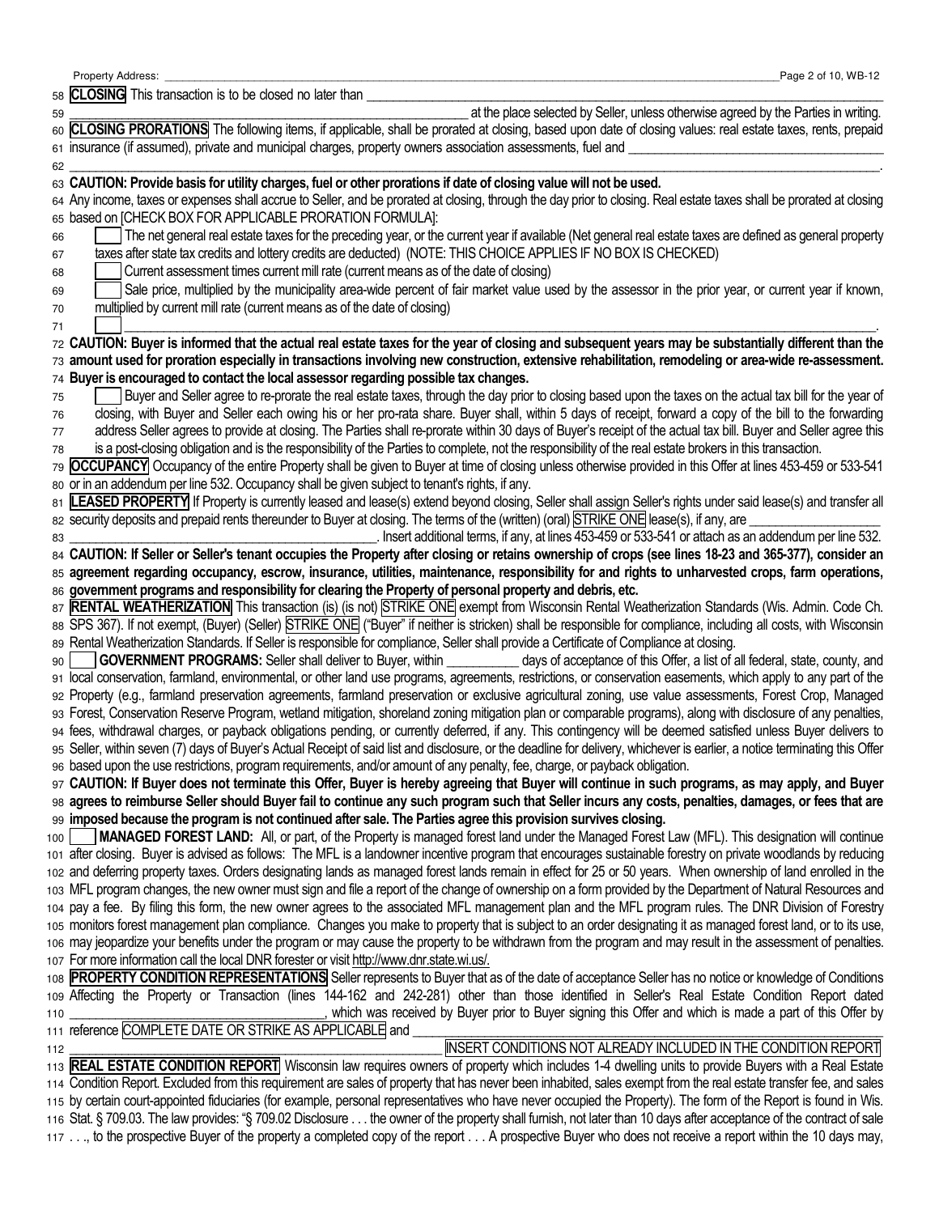Property Address: ____________________________________________

58 **CLOSING** This transaction is to be closed no later than ______________________________________________

59 ____________________________________________ at the place selected by Seller, unless otherwise agreed by the Parties in writing.

60 **CLOSING PRORATIONS** The following items, if applicable, shall be prorated at closing, based upon date of closing values: real estate taxes, rents, prepaid

61 insurance (if assumed), private and municipal charges, property owners association assessments, fuel and ______________________________

62 ______________________________________________________________________________.

63 **CAUTION: Provide basis for utility charges, fuel or other prorations if date of closing value will not be used.**

64 Any income, taxes or expenses shall accrue to Seller, and be prorated at closing, through the day prior to closing. Real estate taxes shall be prorated at closing

65 based on [CHECK BOX FOR APPLICABLE PRORATION FORMULA]:

66 ☐ The net general real estate taxes for the preceding year, or the current year if available (Net general real estate taxes are defined as general property

67 taxes after state tax credits and lottery credits are deducted) (NOTE: THIS CHOICE APPLIES IF NO BOX IS CHECKED)

68 ☐ Current assessment times current mill rate (current means as of the date of closing)

69 ☐ Sale price, multiplied by the municipality area-wide percent of fair market value used by the assessor in the prior year, or current year if known,

70 multiplied by current mill rate (current means as of the date of closing)

71 ☐ ______________________________________________________________________________.

72 **CAUTION: Buyer is informed that the actual real estate taxes for the year of closing and subsequent years may be substantially different than the**

73 **amount used for proration especially in transactions involving new construction, extensive rehabilitation, remodeling or area-wide re-assessment.**

74 **Buyer is encouraged to contact the local assessor regarding possible tax changes.**

75 ☐ Buyer and Seller agree to re-prorate the real estate taxes, through the day prior to closing based upon the taxes on the actual tax bill for the year of

76 closing, with Buyer and Seller each owing his or her pro-rata share. Buyer shall, within 5 days of receipt, forward a copy of the bill to the forwarding

77 address Seller agrees to provide at closing. The Parties shall re-prorate within 30 days of Buyer's receipt of the actual tax bill. Buyer and Seller agree this

78 is a post-closing obligation and is the responsibility of the Parties to complete, not the responsibility of the real estate brokers in this transaction.

79 **OCCUPANCY** Occupancy of the entire Property shall be given to Buyer at time of closing unless otherwise provided in this Offer at lines 453-459 or 533-541

80 or in an addendum per line 532. Occupancy shall be given subject to tenant's rights, if any.

81 **LEASED PROPERTY** If Property is currently leased and lease(s) extend beyond closing, Seller shall assign Seller's rights under said lease(s) and transfer all

82 security deposits and prepaid rents thereunder to Buyer at closing. The terms of the (written) (oral) STRIKE ONE lease(s), if any, are ______________

83 ____________________________________________. Insert additional terms, if any, at lines 453-459 or 533-541 or attach as an addendum per line 532.

84 **CAUTION: If Seller or Seller's tenant occupies the Property after closing or retains ownership of crops (see lines 18-23 and 365-377), consider an**

85 **agreement regarding occupancy, escrow, insurance, utilities, maintenance, responsibility for and rights to unharvested crops, farm operations,**

86 **government programs and responsibility for clearing the Property of personal property and debris, etc.**

87 **RENTAL WEATHERIZATION** This transaction (is) (is not) STRIKE ONE exempt from Wisconsin Rental Weatherization Standards (Wis. Admin. Code Ch.

88 SPS 367). If not exempt, (Buyer) (Seller) STRIKE ONE ("Buyer" if neither is stricken) shall be responsible for compliance, including all costs, with Wisconsin

89 Rental Weatherization Standards. If Seller is responsible for compliance, Seller shall provide a Certificate of Compliance at closing.

90 ☐ **GOVERNMENT PROGRAMS:** Seller shall deliver to Buyer, within __________ days of acceptance of this Offer, a list of all federal, state, county, and

91 local conservation, farmland, environmental, or other land use programs, agreements, restrictions, or conservation easements, which apply to any part of the

92 Property (e.g., farmland preservation agreements, farmland preservation or exclusive agricultural zoning, use value assessments, Forest Crop, Managed

93 Forest, Conservation Reserve Program, wetland mitigation, shoreland zoning mitigation plan or comparable programs), along with disclosure of any penalties,

94 fees, withdrawal charges, or payback obligations pending, or currently deferred, if any. This contingency will be deemed satisfied unless Buyer delivers to

95 Seller, within seven (7) days of Buyer's Actual Receipt of said list and disclosure, or the deadline for delivery, whichever is earlier, a notice terminating this Offer

96 based upon the use restrictions, program requirements, and/or amount of any penalty, fee, charge, or payback obligation.

97 **CAUTION: If Buyer does not terminate this Offer, Buyer is hereby agreeing that Buyer will continue in such programs, as may apply, and Buyer**

98 **agrees to reimburse Seller should Buyer fail to continue any such program such that Seller incurs any costs, penalties, damages, or fees that are**

99 **imposed because the program is not continued after sale. The Parties agree this provision survives closing.**

100 ☐ **MANAGED FOREST LAND:** All, or part, of the Property is managed forest land under the Managed Forest Law (MFL). This designation will continue

101 after closing. Buyer is advised as follows: The MFL is a landowner incentive program that encourages sustainable forestry on private woodlands by reducing

102 and deferring property taxes. Orders designating lands as managed forest lands remain in effect for 25 or 50 years. When ownership of land enrolled in the

103 MFL program changes, the new owner must sign and file a report of the change of ownership on a form provided by the Department of Natural Resources and

104 pay a fee. By filing this form, the new owner agrees to the associated MFL management plan and the MFL program rules. The DNR Division of Forestry

105 monitors forest management plan compliance. Changes you make to property that is subject to an order designating it as managed forest land, or to its use,

106 may jeopardize your benefits under the program or may cause the property to be withdrawn from the program and may result in the assessment of penalties.

107 For more information call the local DNR forester or visit http://www.dnr.state.wi.us/.

108 **PROPERTY CONDITION REPRESENTATIONS** Seller represents to Buyer that as of the date of acceptance Seller has no notice or knowledge of Conditions

109 Affecting the Property or Transaction (lines 144-162 and 242-281) other than those identified in Seller's Real Estate Condition Report dated

110 ______________________________, which was received by Buyer prior to Buyer signing this Offer and which is made a part of this Offer by

111 reference COMPLETE DATE OR STRIKE AS APPLICABLE and ______________________________________________

112 ____________________________________________ INSERT CONDITIONS NOT ALREADY INCLUDED IN THE CONDITION REPORT

113 **REAL ESTATE CONDITION REPORT** Wisconsin law requires owners of property which includes 1-4 dwelling units to provide Buyers with a Real Estate

114 Condition Report. Excluded from this requirement are sales of property that has never been inhabited, sales exempt from the real estate transfer fee, and sales

115 by certain court-appointed fiduciaries (for example, personal representatives who have never occupied the Property). The form of the Report is found in Wis.

116 Stat. § 709.03. The law provides: "§ 709.02 Disclosure . . . the owner of the property shall furnish, not later than 10 days after acceptance of the contract of sale

117 . . ., to the prospective Buyer of the property a completed copy of the report . . . A prospective Buyer who does not receive a report within the 10 days may,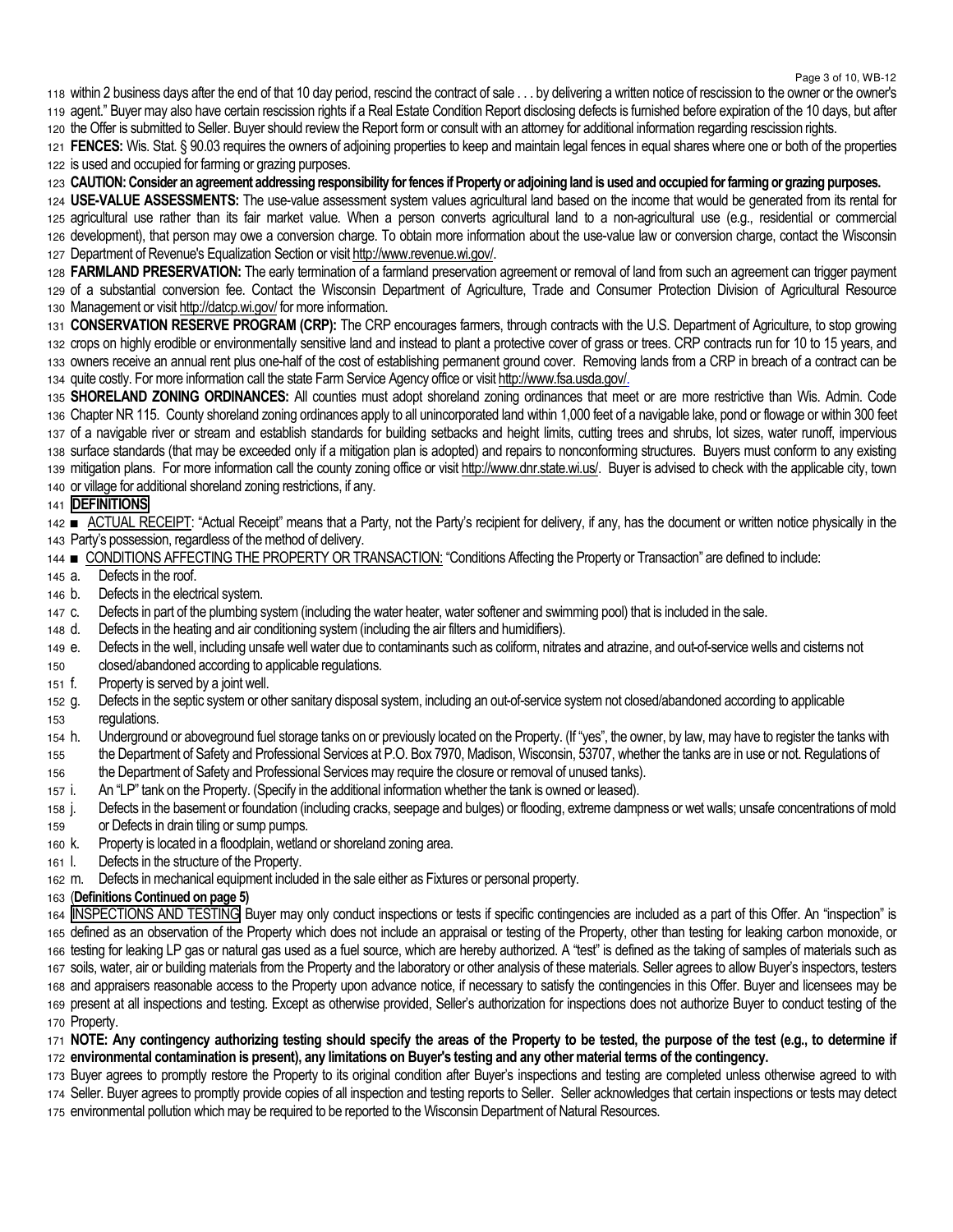within 2 business days after the end of that 10 day period, rescind the contract of sale . . . by delivering a written notice of rescission to the owner or the owner's agent." Buyer may also have certain rescission rights if a Real Estate Condition Report disclosing defects is furnished before expiration of the 10 days, but after the Offer is submitted to Seller. Buyer should review the Report form or consult with an attorney for additional information regarding rescission rights.

**FENCES:** Wis. Stat. § 90.03 requires the owners of adjoining properties to keep and maintain legal fences in equal shares where one or both of the properties is used and occupied for farming or grazing purposes.

**CAUTION: Consider an agreement addressing responsibility for fences if Property or adjoining land is used and occupied for farming or grazing purposes.**

**USE-VALUE ASSESSMENTS:** The use-value assessment system values agricultural land based on the income that would be generated from its rental for agricultural use rather than its fair market value. When a person converts agricultural land to a non-agricultural use (e.g., residential or commercial development), that person may owe a conversion charge. To obtain more information about the use-value law or conversion charge, contact the Wisconsin Department of Revenue's Equalization Section or visit http://www.revenue.wi.gov/.

**FARMLAND PRESERVATION:** The early termination of a farmland preservation agreement or removal of land from such an agreement can trigger payment of a substantial conversion fee. Contact the Wisconsin Department of Agriculture, Trade and Consumer Protection Division of Agricultural Resource Management or visit http://datcp.wi.gov/ for more information.

**CONSERVATION RESERVE PROGRAM (CRP):** The CRP encourages farmers, through contracts with the U.S. Department of Agriculture, to stop growing crops on highly erodible or environmentally sensitive land and instead to plant a protective cover of grass or trees. CRP contracts run for 10 to 15 years, and owners receive an annual rent plus one-half of the cost of establishing permanent ground cover. Removing lands from a CRP in breach of a contract can be quite costly. For more information call the state Farm Service Agency office or visit http://www.fsa.usda.gov/.

**SHORELAND ZONING ORDINANCES:** All counties must adopt shoreland zoning ordinances that meet or are more restrictive than Wis. Admin. Code Chapter NR 115. County shoreland zoning ordinances apply to all unincorporated land within 1,000 feet of a navigable lake, pond or flowage or within 300 feet of a navigable river or stream and establish standards for building setbacks and height limits, cutting trees and shrubs, lot sizes, water runoff, impervious surface standards (that may be exceeded only if a mitigation plan is adopted) and repairs to nonconforming structures. Buyers must conform to any existing mitigation plans. For more information call the county zoning office or visit http://www.dnr.state.wi.us/. Buyer is advised to check with the applicable city, town or village for additional shoreland zoning restrictions, if any.

## DEFINITIONS

■ ACTUAL RECEIPT: "Actual Receipt" means that a Party, not the Party's recipient for delivery, if any, has the document or written notice physically in the Party's possession, regardless of the method of delivery.

■ CONDITIONS AFFECTING THE PROPERTY OR TRANSACTION: "Conditions Affecting the Property or Transaction" are defined to include:

a. Defects in the roof.
b. Defects in the electrical system.
c. Defects in part of the plumbing system (including the water heater, water softener and swimming pool) that is included in the sale.
d. Defects in the heating and air conditioning system (including the air filters and humidifiers).
e. Defects in the well, including unsafe well water due to contaminants such as coliform, nitrates and atrazine, and out-of-service wells and cisterns not closed/abandoned according to applicable regulations.
f. Property is served by a joint well.
g. Defects in the septic system or other sanitary disposal system, including an out-of-service system not closed/abandoned according to applicable regulations.
h. Underground or aboveground fuel storage tanks on or previously located on the Property. (If "yes", the owner, by law, may have to register the tanks with the Department of Safety and Professional Services at P.O. Box 7970, Madison, Wisconsin, 53707, whether the tanks are in use or not. Regulations of the Department of Safety and Professional Services may require the closure or removal of unused tanks).
i. An "LP" tank on the Property. (Specify in the additional information whether the tank is owned or leased).
j. Defects in the basement or foundation (including cracks, seepage and bulges) or flooding, extreme dampness or wet walls; unsafe concentrations of mold or Defects in drain tiling or sump pumps.
k. Property is located in a floodplain, wetland or shoreland zoning area.
l. Defects in the structure of the Property.
m. Defects in mechanical equipment included in the sale either as Fixtures or personal property.

(**Definitions Continued on page 5**)

**INSPECTIONS AND TESTING** Buyer may only conduct inspections or tests if specific contingencies are included as a part of this Offer. An "inspection" is defined as an observation of the Property which does not include an appraisal or testing of the Property, other than testing for leaking carbon monoxide, or testing for leaking LP gas or natural gas used as a fuel source, which are hereby authorized. A "test" is defined as the taking of samples of materials such as soils, water, air or building materials from the Property and the laboratory or other analysis of these materials. Seller agrees to allow Buyer's inspectors, testers and appraisers reasonable access to the Property upon advance notice, if necessary to satisfy the contingencies in this Offer. Buyer and licensees may be present at all inspections and testing. Except as otherwise provided, Seller's authorization for inspections does not authorize Buyer to conduct testing of the Property.

**NOTE: Any contingency authorizing testing should specify the areas of the Property to be tested, the purpose of the test (e.g., to determine if environmental contamination is present), any limitations on Buyer's testing and any other material terms of the contingency.**

Buyer agrees to promptly restore the Property to its original condition after Buyer's inspections and testing are completed unless otherwise agreed to with Seller. Buyer agrees to promptly provide copies of all inspection and testing reports to Seller. Seller acknowledges that certain inspections or tests may detect environmental pollution which may be required to be reported to the Wisconsin Department of Natural Resources.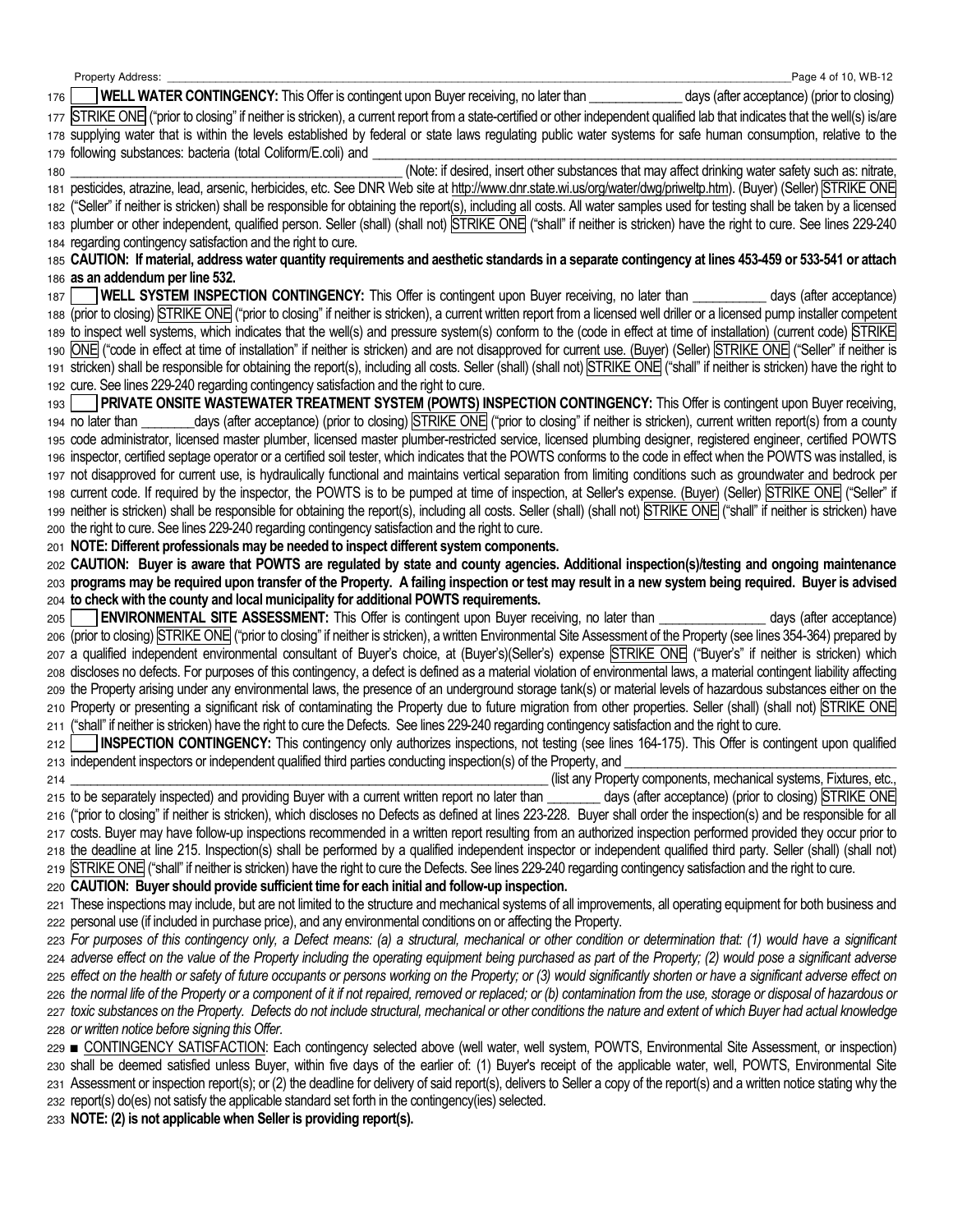Property Address: ______________________________________________

176 ☐ **WELL WATER CONTINGENCY:** This Offer is contingent upon Buyer receiving, no later than ____________ days (after acceptance) (prior to closing)
177 STRIKE ONE ("prior to closing" if neither is stricken), a current report from a state-certified or other independent qualified lab that indicates that the well(s) is/are
178 supplying water that is within the levels established by federal or state laws regulating public water systems for safe human consumption, relative to the
179 following substances: bacteria (total Coliform/E.coli) and ______________________________________________
180 ______________________________________________ (Note: if desired, insert other substances that may affect drinking water safety such as: nitrate,
181 pesticides, atrazine, lead, arsenic, herbicides, etc. See DNR Web site at http://www.dnr.state.wi.us/org/water/dwg/priweltp.htm). (Buyer) (Seller) STRIKE ONE
182 ("Seller" if neither is stricken) shall be responsible for obtaining the report(s), including all costs. All water samples used for testing shall be taken by a licensed
183 plumber or other independent, qualified person. Seller (shall) (shall not) STRIKE ONE ("shall" if neither is stricken) have the right to cure. See lines 229-240
184 regarding contingency satisfaction and the right to cure.
185 **CAUTION: If material, address water quantity requirements and aesthetic standards in a separate contingency at lines 453-459 or 533-541 or attach**
186 **as an addendum per line 532.**

187 ☐ **WELL SYSTEM INSPECTION CONTINGENCY:** This Offer is contingent upon Buyer receiving, no later than __________ days (after acceptance)
188 (prior to closing) STRIKE ONE ("prior to closing" if neither is stricken), a current written report from a licensed well driller or a licensed pump installer competent
189 to inspect well systems, which indicates that the well(s) and pressure system(s) conform to the (code in effect at time of installation) (current code) STRIKE
190 ONE ("code in effect at time of installation" if neither is stricken) and are not disapproved for current use. (Buyer) (Seller) STRIKE ONE ("Seller" if neither is
191 stricken) shall be responsible for obtaining the report(s), including all costs. Seller (shall) (shall not) STRIKE ONE ("shall" if neither is stricken) have the right to
192 cure. See lines 229-240 regarding contingency satisfaction and the right to cure.

193 ☐ **PRIVATE ONSITE WASTEWATER TREATMENT SYSTEM (POWTS) INSPECTION CONTINGENCY:** This Offer is contingent upon Buyer receiving,
194 no later than ________days (after acceptance) (prior to closing) STRIKE ONE ("prior to closing" if neither is stricken), current written report(s) from a county
195 code administrator, licensed master plumber, licensed master plumber-restricted service, licensed plumbing designer, registered engineer, certified POWTS
196 inspector, certified septage operator or a certified soil tester, which indicates that the POWTS conforms to the code in effect when the POWTS was installed, is
197 not disapproved for current use, is hydraulically functional and maintains vertical separation from limiting conditions such as groundwater and bedrock per
198 current code. If required by the inspector, the POWTS is to be pumped at time of inspection, at Seller's expense. (Buyer) (Seller) STRIKE ONE ("Seller" if
199 neither is stricken) shall be responsible for obtaining the report(s), including all costs. Seller (shall) (shall not) STRIKE ONE ("shall" if neither is stricken) have
200 the right to cure. See lines 229-240 regarding contingency satisfaction and the right to cure.
201 **NOTE: Different professionals may be needed to inspect different system components.**
202 **CAUTION: Buyer is aware that POWTS are regulated by state and county agencies. Additional inspection(s)/testing and ongoing maintenance**
203 **programs may be required upon transfer of the Property. A failing inspection or test may result in a new system being required. Buyer is advised**
204 **to check with the county and local municipality for additional POWTS requirements.**

205 ☐ **ENVIRONMENTAL SITE ASSESSMENT:** This Offer is contingent upon Buyer receiving, no later than ______________ days (after acceptance)
206 (prior to closing) STRIKE ONE ("prior to closing" if neither is stricken), a written Environmental Site Assessment of the Property (see lines 354-364) prepared by
207 a qualified independent environmental consultant of Buyer's choice, at (Buyer's)(Seller's) expense STRIKE ONE ("Buyer's" if neither is stricken) which
208 discloses no defects. For purposes of this contingency, a defect is defined as a material violation of environmental laws, a material contingent liability affecting
209 the Property arising under any environmental laws, the presence of an underground storage tank(s) or material levels of hazardous substances either on the
210 Property or presenting a significant risk of contaminating the Property due to future migration from other properties. Seller (shall) (shall not) STRIKE ONE
211 ("shall" if neither is stricken) have the right to cure the Defects. See lines 229-240 regarding contingency satisfaction and the right to cure.

212 ☐ **INSPECTION CONTINGENCY:** This contingency only authorizes inspections, not testing (see lines 164-175). This Offer is contingent upon qualified
213 independent inspectors or independent qualified third parties conducting inspection(s) of the Property, and ______________________________
214 ______________________________________________ (list any Property components, mechanical systems, Fixtures, etc.,
215 to be separately inspected) and providing Buyer with a current written report no later than _______ days (after acceptance) (prior to closing) STRIKE ONE
216 ("prior to closing" if neither is stricken), which discloses no Defects as defined at lines 223-228. Buyer shall order the inspection(s) and be responsible for all
217 costs. Buyer may have follow-up inspections recommended in a written report resulting from an authorized inspection performed provided they occur prior to
218 the deadline at line 215. Inspection(s) shall be performed by a qualified independent inspector or independent qualified third party. Seller (shall) (shall not)
219 STRIKE ONE ("shall" if neither is stricken) have the right to cure the Defects. See lines 229-240 regarding contingency satisfaction and the right to cure.
220 **CAUTION: Buyer should provide sufficient time for each initial and follow-up inspection.**
221 These inspections may include, but are not limited to the structure and mechanical systems of all improvements, all operating equipment for both business and
222 personal use (if included in purchase price), and any environmental conditions on or affecting the Property.
223 *For purposes of this contingency only, a Defect means: (a) a structural, mechanical or other condition or determination that: (1) would have a significant*
224 *adverse effect on the value of the Property including the operating equipment being purchased as part of the Property; (2) would pose a significant adverse*
225 *effect on the health or safety of future occupants or persons working on the Property; or (3) would significantly shorten or have a significant adverse effect on*
226 *the normal life of the Property or a component of it if not repaired, removed or replaced; or (b) contamination from the use, storage or disposal of hazardous or*
227 *toxic substances on the Property. Defects do not include structural, mechanical or other conditions the nature and extent of which Buyer had actual knowledge*
228 *or written notice before signing this Offer.*

229 ■ CONTINGENCY SATISFACTION: Each contingency selected above (well water, well system, POWTS, Environmental Site Assessment, or inspection)
230 shall be deemed satisfied unless Buyer, within five days of the earlier of: (1) Buyer's receipt of the applicable water, well, POWTS, Environmental Site
231 Assessment or inspection report(s); or (2) the deadline for delivery of said report(s), delivers to Seller a copy of the report(s) and a written notice stating why the
232 report(s) do(es) not satisfy the applicable standard set forth in the contingency(ies) selected.
233 **NOTE: (2) is not applicable when Seller is providing report(s).**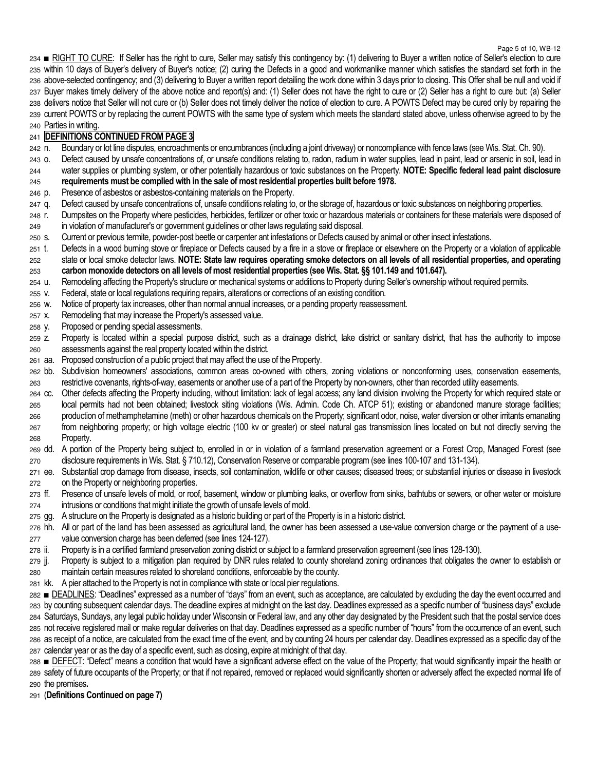■ RIGHT TO CURE: If Seller has the right to cure, Seller may satisfy this contingency by: (1) delivering to Buyer a written notice of Seller's election to cure within 10 days of Buyer's delivery of Buyer's notice; (2) curing the Defects in a good and workmanlike manner which satisfies the standard set forth in the above-selected contingency; and (3) delivering to Buyer a written report detailing the work done within 3 days prior to closing. This Offer shall be null and void if Buyer makes timely delivery of the above notice and report(s) and: (1) Seller does not have the right to cure or (2) Seller has a right to cure but: (a) Seller delivers notice that Seller will not cure or (b) Seller does not timely deliver the notice of election to cure. A POWTS Defect may be cured only by repairing the current POWTS or by replacing the current POWTS with the same type of system which meets the standard stated above, unless otherwise agreed to by the Parties in writing.

**DEFINITIONS CONTINUED FROM PAGE 3**

n. Boundary or lot line disputes, encroachments or encumbrances (including a joint driveway) or noncompliance with fence laws (see Wis. Stat. Ch. 90).

o. Defect caused by unsafe concentrations of, or unsafe conditions relating to, radon, radium in water supplies, lead in paint, lead or arsenic in soil, lead in water supplies or plumbing system, or other potentially hazardous or toxic substances on the Property. **NOTE: Specific federal lead paint disclosure requirements must be complied with in the sale of most residential properties built before 1978.**

p. Presence of asbestos or asbestos-containing materials on the Property.

q. Defect caused by unsafe concentrations of, unsafe conditions relating to, or the storage of, hazardous or toxic substances on neighboring properties.

r. Dumpsites on the Property where pesticides, herbicides, fertilizer or other toxic or hazardous materials or containers for these materials were disposed of in violation of manufacturer's or government guidelines or other laws regulating said disposal.

s. Current or previous termite, powder-post beetle or carpenter ant infestations or Defects caused by animal or other insect infestations.

t. Defects in a wood burning stove or fireplace or Defects caused by a fire in a stove or fireplace or elsewhere on the Property or a violation of applicable state or local smoke detector laws. **NOTE: State law requires operating smoke detectors on all levels of all residential properties, and operating carbon monoxide detectors on all levels of most residential properties (see Wis. Stat. §§ 101.149 and 101.647).**

u. Remodeling affecting the Property's structure or mechanical systems or additions to Property during Seller's ownership without required permits.

v. Federal, state or local regulations requiring repairs, alterations or corrections of an existing condition.

w. Notice of property tax increases, other than normal annual increases, or a pending property reassessment.

x. Remodeling that may increase the Property's assessed value.

y. Proposed or pending special assessments.

z. Property is located within a special purpose district, such as a drainage district, lake district or sanitary district, that has the authority to impose assessments against the real property located within the district.

aa. Proposed construction of a public project that may affect the use of the Property.

bb. Subdivision homeowners' associations, common areas co-owned with others, zoning violations or nonconforming uses, conservation easements, restrictive covenants, rights-of-way, easements or another use of a part of the Property by non-owners, other than recorded utility easements.

cc. Other defects affecting the Property including, without limitation: lack of legal access; any land division involving the Property for which required state or local permits had not been obtained; livestock siting violations (Wis. Admin. Code Ch. ATCP 51); existing or abandoned manure storage facilities; production of methamphetamine (meth) or other hazardous chemicals on the Property; significant odor, noise, water diversion or other irritants emanating from neighboring property; or high voltage electric (100 kv or greater) or steel natural gas transmission lines located on but not directly serving the Property.

dd. A portion of the Property being subject to, enrolled in or in violation of a farmland preservation agreement or a Forest Crop, Managed Forest (see disclosure requirements in Wis. Stat. § 710.12), Conservation Reserve or comparable program (see lines 100-107 and 131-134).

ee. Substantial crop damage from disease, insects, soil contamination, wildlife or other causes; diseased trees; or substantial injuries or disease in livestock on the Property or neighboring properties.

ff. Presence of unsafe levels of mold, or roof, basement, window or plumbing leaks, or overflow from sinks, bathtubs or sewers, or other water or moisture intrusions or conditions that might initiate the growth of unsafe levels of mold.

gg. A structure on the Property is designated as a historic building or part of the Property is in a historic district.

hh. All or part of the land has been assessed as agricultural land, the owner has been assessed a use-value conversion charge or the payment of a use-value conversion charge has been deferred (see lines 124-127).

ii. Property is in a certified farmland preservation zoning district or subject to a farmland preservation agreement (see lines 128-130).

jj. Property is subject to a mitigation plan required by DNR rules related to county shoreland zoning ordinances that obligates the owner to establish or maintain certain measures related to shoreland conditions, enforceable by the county.

kk. A pier attached to the Property is not in compliance with state or local pier regulations.

■ DEADLINES: "Deadlines" expressed as a number of "days" from an event, such as acceptance, are calculated by excluding the day the event occurred and by counting subsequent calendar days. The deadline expires at midnight on the last day. Deadlines expressed as a specific number of "business days" exclude Saturdays, Sundays, any legal public holiday under Wisconsin or Federal law, and any other day designated by the President such that the postal service does not receive registered mail or make regular deliveries on that day. Deadlines expressed as a specific number of "hours" from the occurrence of an event, such as receipt of a notice, are calculated from the exact time of the event, and by counting 24 hours per calendar day. Deadlines expressed as a specific day of the calendar year or as the day of a specific event, such as closing, expire at midnight of that day.

■ DEFECT: "Defect" means a condition that would have a significant adverse effect on the value of the Property; that would significantly impair the health or safety of future occupants of the Property; or that if not repaired, removed or replaced would significantly shorten or adversely affect the expected normal life of the premises**.**

(**Definitions Continued on page 7)**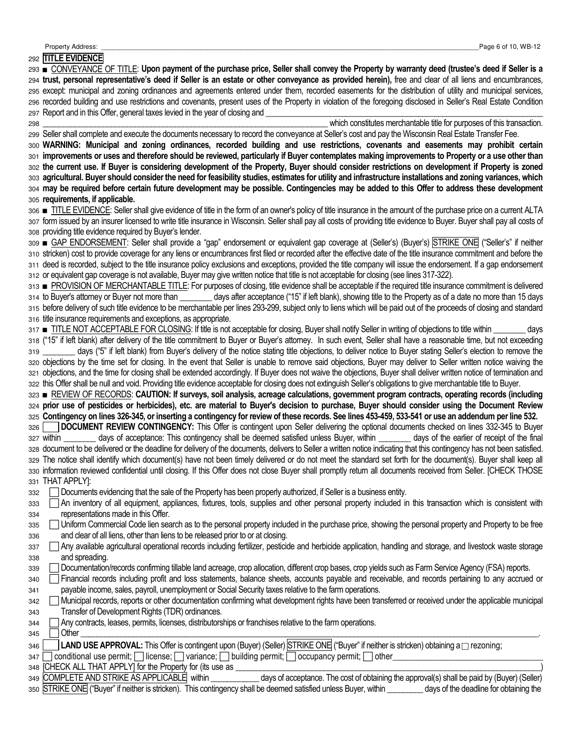Property Address: ______________________________________________________________________

292 **TITLE EVIDENCE**

293 ■ CONVEYANCE OF TITLE: **Upon payment of the purchase price, Seller shall convey the Property by warranty deed (trustee's deed if Seller is a** 294 **trust, personal representative's deed if Seller is an estate or other conveyance as provided herein),** free and clear of all liens and encumbrances, 295 except: municipal and zoning ordinances and agreements entered under them, recorded easements for the distribution of utility and municipal services, 296 recorded building and use restrictions and covenants, present uses of the Property in violation of the foregoing disclosed in Seller's Real Estate Condition 297 Report and in this Offer, general taxes levied in the year of closing and ______________________________________________

298 ______________________________________________ which constitutes merchantable title for purposes of this transaction.

299 Seller shall complete and execute the documents necessary to record the conveyance at Seller's cost and pay the Wisconsin Real Estate Transfer Fee.

300 **WARNING: Municipal and zoning ordinances, recorded building and use restrictions, covenants and easements may prohibit certain** 301 **improvements or uses and therefore should be reviewed, particularly if Buyer contemplates making improvements to Property or a use other than** 302 **the current use. If Buyer is considering development of the Property, Buyer should consider restrictions on development if Property is zoned** 303 **agricultural. Buyer should consider the need for feasibility studies, estimates for utility and infrastructure installations and zoning variances, which** 304 **may be required before certain future development may be possible. Contingencies may be added to this Offer to address these development** 305 **requirements, if applicable.**

306 ■ TITLE EVIDENCE: Seller shall give evidence of title in the form of an owner's policy of title insurance in the amount of the purchase price on a current ALTA 307 form issued by an insurer licensed to write title insurance in Wisconsin. Seller shall pay all costs of providing title evidence to Buyer. Buyer shall pay all costs of 308 providing title evidence required by Buyer's lender.

309 ■ GAP ENDORSEMENT: Seller shall provide a "gap" endorsement or equivalent gap coverage at (Seller's) (Buyer's) STRIKE ONE ("Seller's" if neither 310 stricken) cost to provide coverage for any liens or encumbrances first filed or recorded after the effective date of the title insurance commitment and before the 311 deed is recorded, subject to the title insurance policy exclusions and exceptions, provided the title company will issue the endorsement. If a gap endorsement 312 or equivalent gap coverage is not available, Buyer may give written notice that title is not acceptable for closing (see lines 317-322).

313 ■ PROVISION OF MERCHANTABLE TITLE: For purposes of closing, title evidence shall be acceptable if the required title insurance commitment is delivered 314 to Buyer's attorney or Buyer not more than ________ days after acceptance ("15" if left blank), showing title to the Property as of a date no more than 15 days 315 before delivery of such title evidence to be merchantable per lines 293-299, subject only to liens which will be paid out of the proceeds of closing and standard 316 title insurance requirements and exceptions, as appropriate.

317 ■ TITLE NOT ACCEPTABLE FOR CLOSING: If title is not acceptable for closing, Buyer shall notify Seller in writing of objections to title within ________ days 318 ("15" if left blank) after delivery of the title commitment to Buyer or Buyer's attorney. In such event, Seller shall have a reasonable time, but not exceeding 319 ________ days ("5" if left blank) from Buyer's delivery of the notice stating title objections, to deliver notice to Buyer stating Seller's election to remove the 320 objections by the time set for closing. In the event that Seller is unable to remove said objections, Buyer may deliver to Seller written notice waiving the 321 objections, and the time for closing shall be extended accordingly. If Buyer does not waive the objections, Buyer shall deliver written notice of termination and 322 this Offer shall be null and void. Providing title evidence acceptable for closing does not extinguish Seller's obligations to give merchantable title to Buyer.

323 ■ REVIEW OF RECORDS: **CAUTION: If surveys, soil analysis, acreage calculations, government program contracts, operating records (including** 324 **prior use of pesticides or herbicides), etc. are material to Buyer's decision to purchase, Buyer should consider using the Document Review** 325 **Contingency on lines 326-345, or inserting a contingency for review of these records. See lines 453-459, 533-541 or use an addendum per line 532.**

326 ☐ **DOCUMENT REVIEW CONTINGENCY:** This Offer is contingent upon Seller delivering the optional documents checked on lines 332-345 to Buyer 327 within ________ days of acceptance: This contingency shall be deemed satisfied unless Buyer, within ________ days of the earlier of receipt of the final 328 document to be delivered or the deadline for delivery of the documents, delivers to Seller a written notice indicating that this contingency has not been satisfied. 329 The notice shall identify which document(s) have not been timely delivered or do not meet the standard set forth for the document(s). Buyer shall keep all 330 information reviewed confidential until closing. If this Offer does not close Buyer shall promptly return all documents received from Seller. [CHECK THOSE 331 THAT APPLY]:

332 ☐ Documents evidencing that the sale of the Property has been properly authorized, if Seller is a business entity.

333 ☐ An inventory of all equipment, appliances, fixtures, tools, supplies and other personal property included in this transaction which is consistent with 334 representations made in this Offer.

335 ☐ Uniform Commercial Code lien search as to the personal property included in the purchase price, showing the personal property and Property to be free 336 and clear of all liens, other than liens to be released prior to or at closing.

337 ☐ Any available agricultural operational records including fertilizer, pesticide and herbicide application, handling and storage, and livestock waste storage 338 and spreading.

339 ☐ Documentation/records confirming tillable land acreage, crop allocation, different crop bases, crop yields such as Farm Service Agency (FSA) reports.

340 ☐ Financial records including profit and loss statements, balance sheets, accounts payable and receivable, and records pertaining to any accrued or 341 payable income, sales, payroll, unemployment or Social Security taxes relative to the farm operations.

342 ☐ Municipal records, reports or other documentation confirming what development rights have been transferred or received under the applicable municipal 343 Transfer of Development Rights (TDR) ordinances.

344 ☐ Any contracts, leases, permits, licenses, distributorships or franchises relative to the farm operations.

345 ☐ Other ______________________________________________________________________.

346 ☐ **LAND USE APPROVAL:** This Offer is contingent upon (Buyer) (Seller) STRIKE ONE ("Buyer" if neither is stricken) obtaining a ☐ rezoning; 347 ☐ conditional use permit; ☐ license; ☐ variance; ☐ building permit; ☐ occupancy permit; ☐ other______________________________ 348 [CHECK ALL THAT APPLY] for the Property for (its use as ______________________________________________) 349 COMPLETE AND STRIKE AS APPLICABLE within ___________ days of acceptance. The cost of obtaining the approval(s) shall be paid by (Buyer) (Seller) 350 STRIKE ONE ("Buyer" if neither is stricken). This contingency shall be deemed satisfied unless Buyer, within ________ days of the deadline for obtaining the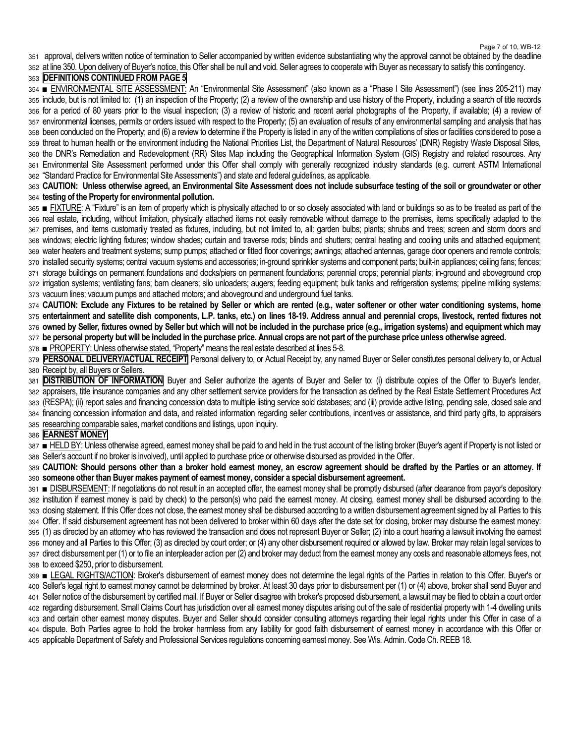approval, delivers written notice of termination to Seller accompanied by written evidence substantiating why the approval cannot be obtained by the deadline at line 350. Upon delivery of Buyer's notice, this Offer shall be null and void. Seller agrees to cooperate with Buyer as necessary to satisfy this contingency.

**DEFINITIONS CONTINUED FROM PAGE 5**

■ ENVIRONMENTAL SITE ASSESSMENT: An "Environmental Site Assessment" (also known as a "Phase I Site Assessment") (see lines 205-211) may include, but is not limited to: (1) an inspection of the Property; (2) a review of the ownership and use history of the Property, including a search of title records for a period of 80 years prior to the visual inspection; (3) a review of historic and recent aerial photographs of the Property, if available; (4) a review of environmental licenses, permits or orders issued with respect to the Property; (5) an evaluation of results of any environmental sampling and analysis that has been conducted on the Property; and (6) a review to determine if the Property is listed in any of the written compilations of sites or facilities considered to pose a threat to human health or the environment including the National Priorities List, the Department of Natural Resources' (DNR) Registry Waste Disposal Sites, the DNR's Remediation and Redevelopment (RR) Sites Map including the Geographical Information System (GIS) Registry and related resources. Any Environmental Site Assessment performed under this Offer shall comply with generally recognized industry standards (e.g. current ASTM International "Standard Practice for Environmental Site Assessments") and state and federal guidelines, as applicable.

**CAUTION: Unless otherwise agreed, an Environmental Site Assessment does not include subsurface testing of the soil or groundwater or other testing of the Property for environmental pollution.**

■ FIXTURE: A "Fixture" is an item of property which is physically attached to or so closely associated with land or buildings so as to be treated as part of the real estate, including, without limitation, physically attached items not easily removable without damage to the premises, items specifically adapted to the premises, and items customarily treated as fixtures, including, but not limited to, all: garden bulbs; plants; shrubs and trees; screen and storm doors and windows; electric lighting fixtures; window shades; curtain and traverse rods; blinds and shutters; central heating and cooling units and attached equipment; water heaters and treatment systems; sump pumps; attached or fitted floor coverings; awnings; attached antennas, garage door openers and remote controls; installed security systems; central vacuum systems and accessories; in-ground sprinkler systems and component parts; built-in appliances; ceiling fans; fences; storage buildings on permanent foundations and docks/piers on permanent foundations; perennial crops; perennial plants; in-ground and aboveground crop irrigation systems; ventilating fans; barn cleaners; silo unloaders; augers; feeding equipment; bulk tanks and refrigeration systems; pipeline milking systems; vacuum lines; vacuum pumps and attached motors; and aboveground and underground fuel tanks.

**CAUTION: Exclude any Fixtures to be retained by Seller or which are rented (e.g., water softener or other water conditioning systems, home entertainment and satellite dish components, L.P. tanks, etc.) on lines 18-19. Address annual and perennial crops, livestock, rented fixtures not owned by Seller, fixtures owned by Seller but which will not be included in the purchase price (e.g., irrigation systems) and equipment which may be personal property but will be included in the purchase price. Annual crops are not part of the purchase price unless otherwise agreed.**

■ PROPERTY: Unless otherwise stated, "Property" means the real estate described at lines 5-8.

**PERSONAL DELIVERY/ACTUAL RECEIPT** Personal delivery to, or Actual Receipt by, any named Buyer or Seller constitutes personal delivery to, or Actual Receipt by, all Buyers or Sellers.

**DISTRIBUTION OF INFORMATION** Buyer and Seller authorize the agents of Buyer and Seller to: (i) distribute copies of the Offer to Buyer's lender, appraisers, title insurance companies and any other settlement service providers for the transaction as defined by the Real Estate Settlement Procedures Act (RESPA); (ii) report sales and financing concession data to multiple listing service sold databases; and (iii) provide active listing, pending sale, closed sale and financing concession information and data, and related information regarding seller contributions, incentives or assistance, and third party gifts, to appraisers researching comparable sales, market conditions and listings, upon inquiry.

**EARNEST MONEY**

■ HELD BY: Unless otherwise agreed, earnest money shall be paid to and held in the trust account of the listing broker (Buyer's agent if Property is not listed or Seller's account if no broker is involved), until applied to purchase price or otherwise disbursed as provided in the Offer.

**CAUTION: Should persons other than a broker hold earnest money, an escrow agreement should be drafted by the Parties or an attorney. If someone other than Buyer makes payment of earnest money, consider a special disbursement agreement.**

■ DISBURSEMENT: If negotiations do not result in an accepted offer, the earnest money shall be promptly disbursed (after clearance from payor's depository institution if earnest money is paid by check) to the person(s) who paid the earnest money. At closing, earnest money shall be disbursed according to the closing statement. If this Offer does not close, the earnest money shall be disbursed according to a written disbursement agreement signed by all Parties to this Offer. If said disbursement agreement has not been delivered to broker within 60 days after the date set for closing, broker may disburse the earnest money: (1) as directed by an attorney who has reviewed the transaction and does not represent Buyer or Seller; (2) into a court hearing a lawsuit involving the earnest money and all Parties to this Offer; (3) as directed by court order; or (4) any other disbursement required or allowed by law. Broker may retain legal services to direct disbursement per (1) or to file an interpleader action per (2) and broker may deduct from the earnest money any costs and reasonable attorneys fees, not to exceed $250, prior to disbursement.

■ LEGAL RIGHTS/ACTION: Broker's disbursement of earnest money does not determine the legal rights of the Parties in relation to this Offer. Buyer's or Seller's legal right to earnest money cannot be determined by broker. At least 30 days prior to disbursement per (1) or (4) above, broker shall send Buyer and Seller notice of the disbursement by certified mail. If Buyer or Seller disagree with broker's proposed disbursement, a lawsuit may be filed to obtain a court order regarding disbursement. Small Claims Court has jurisdiction over all earnest money disputes arising out of the sale of residential property with 1-4 dwelling units and certain other earnest money disputes. Buyer and Seller should consider consulting attorneys regarding their legal rights under this Offer in case of a dispute. Both Parties agree to hold the broker harmless from any liability for good faith disbursement of earnest money in accordance with this Offer or applicable Department of Safety and Professional Services regulations concerning earnest money. See Wis. Admin. Code Ch. REEB 18.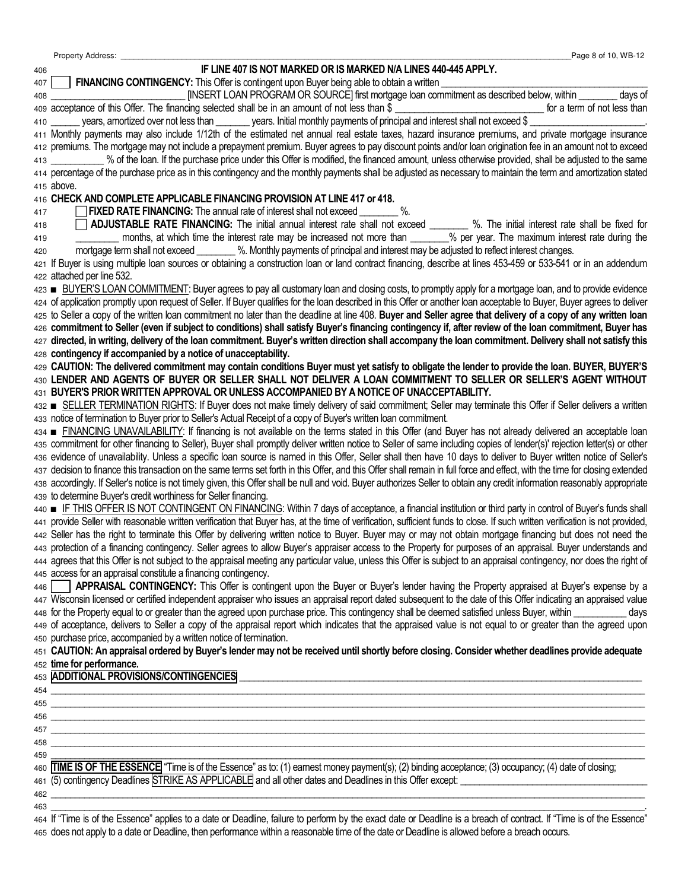406 **IF LINE 407 IS NOT MARKED OR IS MARKED N/A LINES 440-445 APPLY.**

407 ☐ **FINANCING CONTINGENCY:** This Offer is contingent upon Buyer being able to obtain a written ______________________
408 ______________________ [INSERT LOAN PROGRAM OR SOURCE] first mortgage loan commitment as described below, within ________ days of
409 acceptance of this Offer. The financing selected shall be in an amount of not less than $ ______________________ for a term of not less than
410 ______ years, amortized over not less than _______ years. Initial monthly payments of principal and interest shall not exceed $ ______________________.
411 Monthly payments may also include 1/12th of the estimated net annual real estate taxes, hazard insurance premiums, and private mortgage insurance
412 premiums. The mortgage may not include a prepayment premium. Buyer agrees to pay discount points and/or loan origination fee in an amount not to exceed
413 __________ % of the loan. If the purchase price under this Offer is modified, the financed amount, unless otherwise provided, shall be adjusted to the same
414 percentage of the purchase price as in this contingency and the monthly payments shall be adjusted as necessary to maintain the term and amortization stated
415 above.

416 **CHECK AND COMPLETE APPLICABLE FINANCING PROVISION AT LINE 417 or 418.**

417 ☐ **FIXED RATE FINANCING:** The annual rate of interest shall not exceed ________ %.

418 ☐ **ADJUSTABLE RATE FINANCING:** The initial annual interest rate shall not exceed ________ %. The initial interest rate shall be fixed for
419 _________ months, at which time the interest rate may be increased not more than _______% per year. The maximum interest rate during the
420 mortgage term shall not exceed ________ %. Monthly payments of principal and interest may be adjusted to reflect interest changes.

421 If Buyer is using multiple loan sources or obtaining a construction loan or land contract financing, describe at lines 453-459 or 533-541 or in an addendum
422 attached per line 532.

423 ■ BUYER'S LOAN COMMITMENT: Buyer agrees to pay all customary loan and closing costs, to promptly apply for a mortgage loan, and to provide evidence
424 of application promptly upon request of Seller. If Buyer qualifies for the loan described in this Offer or another loan acceptable to Buyer, Buyer agrees to deliver
425 to Seller a copy of the written loan commitment no later than the deadline at line 408. **Buyer and Seller agree that delivery of a copy of any written loan**
426 **commitment to Seller (even if subject to conditions) shall satisfy Buyer's financing contingency if, after review of the loan commitment, Buyer has**
427 **directed, in writing, delivery of the loan commitment. Buyer's written direction shall accompany the loan commitment. Delivery shall not satisfy this**
428 **contingency if accompanied by a notice of unacceptability.**

429 **CAUTION: The delivered commitment may contain conditions Buyer must yet satisfy to obligate the lender to provide the loan. BUYER, BUYER'S**
430 **LENDER AND AGENTS OF BUYER OR SELLER SHALL NOT DELIVER A LOAN COMMITMENT TO SELLER OR SELLER'S AGENT WITHOUT**
431 **BUYER'S PRIOR WRITTEN APPROVAL OR UNLESS ACCOMPANIED BY A NOTICE OF UNACCEPTABILITY.**

432 ■ SELLER TERMINATION RIGHTS: If Buyer does not make timely delivery of said commitment; Seller may terminate this Offer if Seller delivers a written
433 notice of termination to Buyer prior to Seller's Actual Receipt of a copy of Buyer's written loan commitment.

434 ■ FINANCING UNAVAILABILITY: If financing is not available on the terms stated in this Offer (and Buyer has not already delivered an acceptable loan
435 commitment for other financing to Seller), Buyer shall promptly deliver written notice to Seller of same including copies of lender(s)' rejection letter(s) or other
436 evidence of unavailability. Unless a specific loan source is named in this Offer, Seller shall then have 10 days to deliver to Buyer written notice of Seller's
437 decision to finance this transaction on the same terms set forth in this Offer, and this Offer shall remain in full force and effect, with the time for closing extended
438 accordingly. If Seller's notice is not timely given, this Offer shall be null and void. Buyer authorizes Seller to obtain any credit information reasonably appropriate
439 to determine Buyer's credit worthiness for Seller financing.

440 ■ IF THIS OFFER IS NOT CONTINGENT ON FINANCING: Within 7 days of acceptance, a financial institution or third party in control of Buyer's funds shall
441 provide Seller with reasonable written verification that Buyer has, at the time of verification, sufficient funds to close. If such written verification is not provided,
442 Seller has the right to terminate this Offer by delivering written notice to Buyer. Buyer may or may not obtain mortgage financing but does not need the
443 protection of a financing contingency. Seller agrees to allow Buyer's appraiser access to the Property for purposes of an appraisal. Buyer understands and
444 agrees that this Offer is not subject to the appraisal meeting any particular value, unless this Offer is subject to an appraisal contingency, nor does the right of
445 access for an appraisal constitute a financing contingency.

446 ☐ **APPRAISAL CONTINGENCY:** This Offer is contingent upon the Buyer or Buyer's lender having the Property appraised at Buyer's expense by a
447 Wisconsin licensed or certified independent appraiser who issues an appraisal report dated subsequent to the date of this Offer indicating an appraised value
448 for the Property equal to or greater than the agreed upon purchase price. This contingency shall be deemed satisfied unless Buyer, within __________ days
449 of acceptance, delivers to Seller a copy of the appraisal report which indicates that the appraised value is not equal to or greater than the agreed upon
450 purchase price, accompanied by a written notice of termination.

451 **CAUTION: An appraisal ordered by Buyer's lender may not be received until shortly before closing. Consider whether deadlines provide adequate**
452 **time for performance.**

453 **ADDITIONAL PROVISIONS/CONTINGENCIES** ______________________________________________
454 ______________________________________________
455 ______________________________________________
456 ______________________________________________
457 ______________________________________________
458 ______________________________________________
459 ______________________________________________

460 **TIME IS OF THE ESSENCE** "Time is of the Essence" as to: (1) earnest money payment(s); (2) binding acceptance; (3) occupancy; (4) date of closing;
461 (5) contingency Deadlines STRIKE AS APPLICABLE and all other dates and Deadlines in this Offer except: ______________________
462 ______________________________________________
463 ______________________________________________.

464 If "Time is of the Essence" applies to a date or Deadline, failure to perform by the exact date or Deadline is a breach of contract. If "Time is of the Essence"
465 does not apply to a date or Deadline, then performance within a reasonable time of the date or Deadline is allowed before a breach occurs.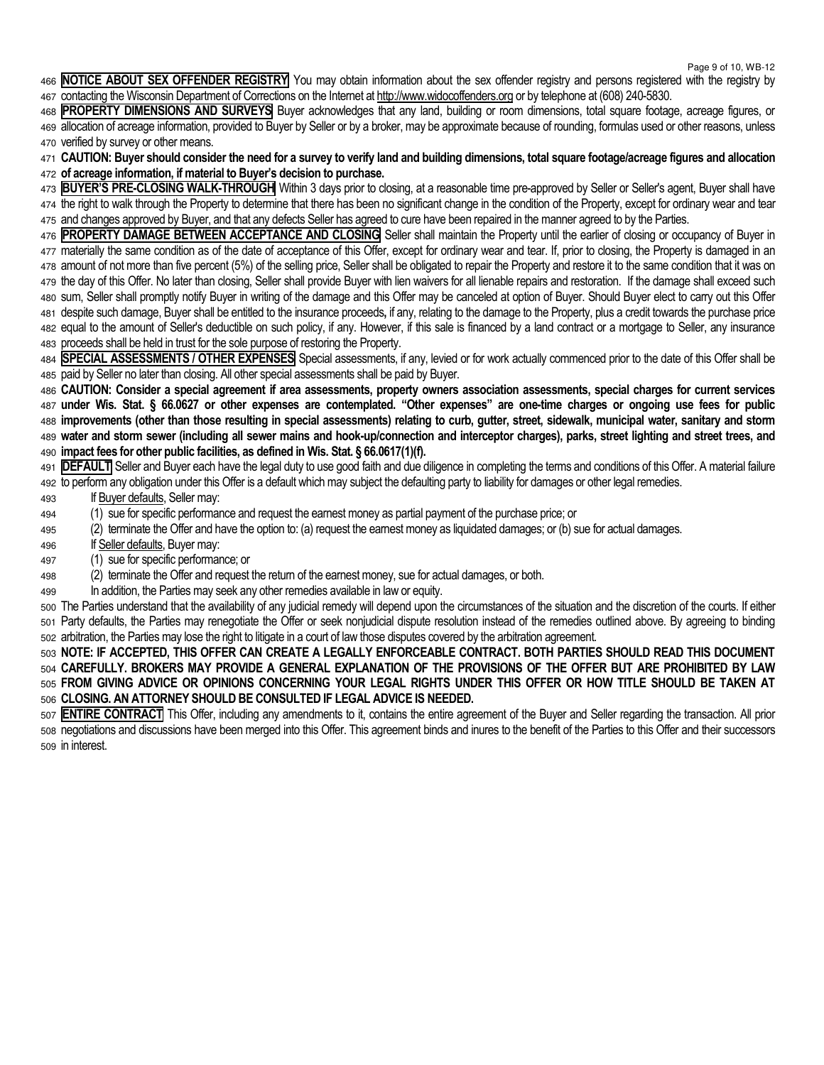**NOTICE ABOUT SEX OFFENDER REGISTRY** You may obtain information about the sex offender registry and persons registered with the registry by contacting the Wisconsin Department of Corrections on the Internet at http://www.widocoffenders.org or by telephone at (608) 240-5830.

**PROPERTY DIMENSIONS AND SURVEYS** Buyer acknowledges that any land, building or room dimensions, total square footage, acreage figures, or allocation of acreage information, provided to Buyer by Seller or by a broker, may be approximate because of rounding, formulas used or other reasons, unless verified by survey or other means.

**CAUTION: Buyer should consider the need for a survey to verify land and building dimensions, total square footage/acreage figures and allocation of acreage information, if material to Buyer's decision to purchase.**

**BUYER'S PRE-CLOSING WALK-THROUGH** Within 3 days prior to closing, at a reasonable time pre-approved by Seller or Seller's agent, Buyer shall have the right to walk through the Property to determine that there has been no significant change in the condition of the Property, except for ordinary wear and tear and changes approved by Buyer, and that any defects Seller has agreed to cure have been repaired in the manner agreed to by the Parties.

**PROPERTY DAMAGE BETWEEN ACCEPTANCE AND CLOSING** Seller shall maintain the Property until the earlier of closing or occupancy of Buyer in materially the same condition as of the date of acceptance of this Offer, except for ordinary wear and tear. If, prior to closing, the Property is damaged in an amount of not more than five percent (5%) of the selling price, Seller shall be obligated to repair the Property and restore it to the same condition that it was on the day of this Offer. No later than closing, Seller shall provide Buyer with lien waivers for all lienable repairs and restoration. If the damage shall exceed such sum, Seller shall promptly notify Buyer in writing of the damage and this Offer may be canceled at option of Buyer. Should Buyer elect to carry out this Offer despite such damage, Buyer shall be entitled to the insurance proceeds, if any, relating to the damage to the Property, plus a credit towards the purchase price equal to the amount of Seller's deductible on such policy, if any. However, if this sale is financed by a land contract or a mortgage to Seller, any insurance proceeds shall be held in trust for the sole purpose of restoring the Property.

**SPECIAL ASSESSMENTS / OTHER EXPENSES** Special assessments, if any, levied or for work actually commenced prior to the date of this Offer shall be paid by Seller no later than closing. All other special assessments shall be paid by Buyer.

**CAUTION: Consider a special agreement if area assessments, property owners association assessments, special charges for current services under Wis. Stat. § 66.0627 or other expenses are contemplated. "Other expenses" are one-time charges or ongoing use fees for public improvements (other than those resulting in special assessments) relating to curb, gutter, street, sidewalk, municipal water, sanitary and storm water and storm sewer (including all sewer mains and hook-up/connection and interceptor charges), parks, street lighting and street trees, and impact fees for other public facilities, as defined in Wis. Stat. § 66.0617(1)(f).**

**DEFAULT** Seller and Buyer each have the legal duty to use good faith and due diligence in completing the terms and conditions of this Offer. A material failure to perform any obligation under this Offer is a default which may subject the defaulting party to liability for damages or other legal remedies.

If Buyer defaults, Seller may:

(1) sue for specific performance and request the earnest money as partial payment of the purchase price; or

(2) terminate the Offer and have the option to: (a) request the earnest money as liquidated damages; or (b) sue for actual damages.

If Seller defaults, Buyer may:

(1) sue for specific performance; or

(2) terminate the Offer and request the return of the earnest money, sue for actual damages, or both.

In addition, the Parties may seek any other remedies available in law or equity.

The Parties understand that the availability of any judicial remedy will depend upon the circumstances of the situation and the discretion of the courts. If either Party defaults, the Parties may renegotiate the Offer or seek nonjudicial dispute resolution instead of the remedies outlined above. By agreeing to binding arbitration, the Parties may lose the right to litigate in a court of law those disputes covered by the arbitration agreement.

**NOTE: IF ACCEPTED, THIS OFFER CAN CREATE A LEGALLY ENFORCEABLE CONTRACT. BOTH PARTIES SHOULD READ THIS DOCUMENT CAREFULLY. BROKERS MAY PROVIDE A GENERAL EXPLANATION OF THE PROVISIONS OF THE OFFER BUT ARE PROHIBITED BY LAW FROM GIVING ADVICE OR OPINIONS CONCERNING YOUR LEGAL RIGHTS UNDER THIS OFFER OR HOW TITLE SHOULD BE TAKEN AT CLOSING. AN ATTORNEY SHOULD BE CONSULTED IF LEGAL ADVICE IS NEEDED.**

**ENTIRE CONTRACT** This Offer, including any amendments to it, contains the entire agreement of the Buyer and Seller regarding the transaction. All prior negotiations and discussions have been merged into this Offer. This agreement binds and inures to the benefit of the Parties to this Offer and their successors in interest.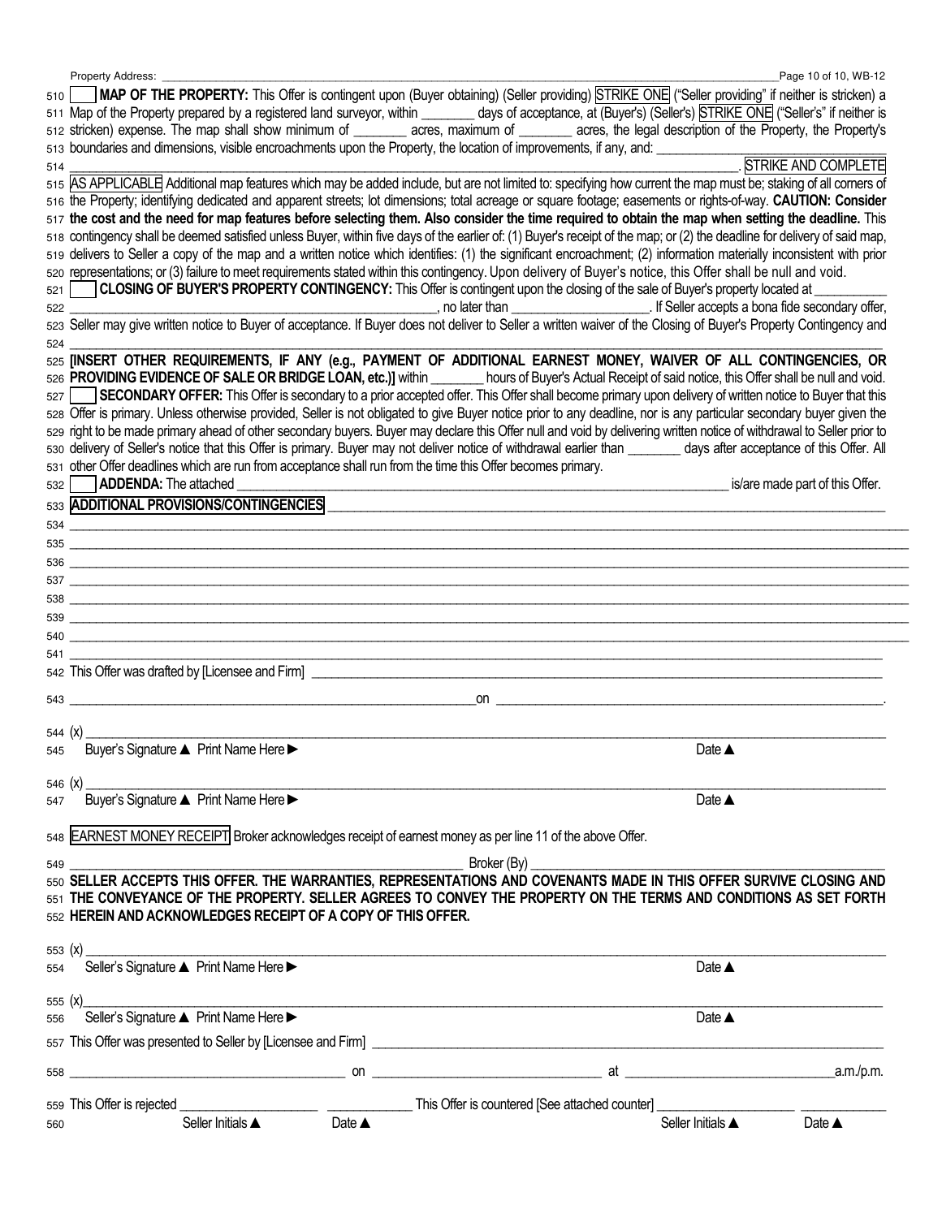Property Address: ______________________________________________________________________________

510 ☐ **MAP OF THE PROPERTY:** This Offer is contingent upon (Buyer obtaining) (Seller providing) STRIKE ONE ("Seller providing" if neither is stricken) a
511 Map of the Property prepared by a registered land surveyor, within ________ days of acceptance, at (Buyer's) (Seller's) STRIKE ONE ("Seller's" if neither is
512 stricken) expense. The map shall show minimum of ________ acres, maximum of ________ acres, the legal description of the Property, the Property's
513 boundaries and dimensions, visible encroachments upon the Property, the location of improvements, if any, and: ______________________________
514 ______________________________________________________________________________. STRIKE AND COMPLETE
515 AS APPLICABLE Additional map features which may be added include, but are not limited to: specifying how current the map must be; staking of all corners of
516 the Property; identifying dedicated and apparent streets; lot dimensions; total acreage or square footage; easements or rights-of-way. **CAUTION: Consider**
517 **the cost and the need for map features before selecting them. Also consider the time required to obtain the map when setting the deadline.** This
518 contingency shall be deemed satisfied unless Buyer, within five days of the earlier of: (1) Buyer's receipt of the map; or (2) the deadline for delivery of said map,
519 delivers to Seller a copy of the map and a written notice which identifies: (1) the significant encroachment; (2) information materially inconsistent with prior
520 representations; or (3) failure to meet requirements stated within this contingency. Upon delivery of Buyer's notice, this Offer shall be null and void.

521 ☐ **CLOSING OF BUYER'S PROPERTY CONTINGENCY:** This Offer is contingent upon the closing of the sale of Buyer's property located at __________
522 ______________________________________________________, no later than ____________________. If Seller accepts a bona fide secondary offer,
523 Seller may give written notice to Buyer of acceptance. If Buyer does not deliver to Seller a written waiver of the Closing of Buyer's Property Contingency and
524 ______________________________________________________________________________
525 **[INSERT OTHER REQUIREMENTS, IF ANY (e.g., PAYMENT OF ADDITIONAL EARNEST MONEY, WAIVER OF ALL CONTINGENCIES, OR**
526 **PROVIDING EVIDENCE OF SALE OR BRIDGE LOAN, etc.)]** within ________ hours of Buyer's Actual Receipt of said notice, this Offer shall be null and void.

527 ☐ **SECONDARY OFFER:** This Offer is secondary to a prior accepted offer. This Offer shall become primary upon delivery of written notice to Buyer that this
528 Offer is primary. Unless otherwise provided, Seller is not obligated to give Buyer notice prior to any deadline, nor is any particular secondary buyer given the
529 right to be made primary ahead of other secondary buyers. Buyer may declare this Offer null and void by delivering written notice of withdrawal to Seller prior to
530 delivery of Seller's notice that this Offer is primary. Buyer may not deliver notice of withdrawal earlier than ________ days after acceptance of this Offer. All
531 other Offer deadlines which are run from acceptance shall run from the time this Offer becomes primary.

532 ☐ **ADDENDA:** The attached ______________________________________________________________ is/are made part of this Offer.

533 **ADDITIONAL PROVISIONS/CONTINGENCIES** ______________________________________________________________
534 ______________________________________________________________________________
535 ______________________________________________________________________________
536 ______________________________________________________________________________
537 ______________________________________________________________________________
538 ______________________________________________________________________________
539 ______________________________________________________________________________
540 ______________________________________________________________________________
541 ______________________________________________________________________________

542 This Offer was drafted by [Licensee and Firm] ______________________________________________________________
543 ______________________________________________ on ______________________________________________.

544 (x) ______________________________________________________________________________
545 Buyer's Signature ▲ Print Name Here ► Date ▲

546 (x) ______________________________________________________________________________
547 Buyer's Signature ▲ Print Name Here ► Date ▲

548 EARNEST MONEY RECEIPT Broker acknowledges receipt of earnest money as per line 11 of the above Offer.

549 ______________________________________________ Broker (By) ______________________________________________

550 **SELLER ACCEPTS THIS OFFER. THE WARRANTIES, REPRESENTATIONS AND COVENANTS MADE IN THIS OFFER SURVIVE CLOSING AND**
551 **THE CONVEYANCE OF THE PROPERTY. SELLER AGREES TO CONVEY THE PROPERTY ON THE TERMS AND CONDITIONS AS SET FORTH**
552 **HEREIN AND ACKNOWLEDGES RECEIPT OF A COPY OF THIS OFFER.**

553 (x) ______________________________________________________________________________
554 Seller's Signature ▲ Print Name Here ► Date ▲

555 (x) ______________________________________________________________________________
556 Seller's Signature ▲ Print Name Here ► Date ▲

557 This Offer was presented to Seller by [Licensee and Firm] ______________________________________________________________
558 ______________________________ on ______________________________ at ______________________________ a.m./p.m.

559 This Offer is rejected ____________________ ____________ This Offer is countered [See attached counter] ____________________ ____________
560 Seller Initials ▲ Date ▲ Seller Initials ▲ Date ▲